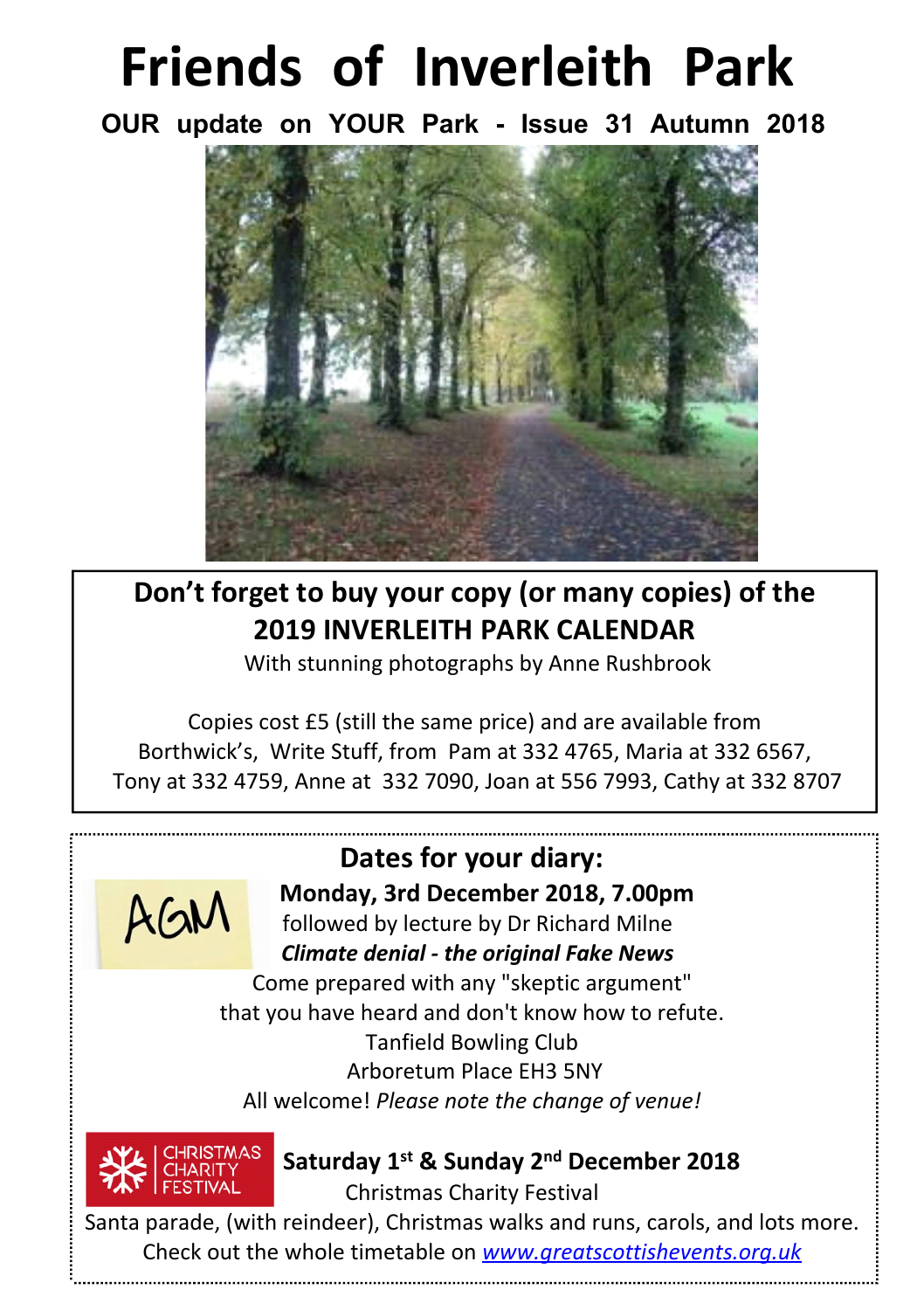# Friends of Inverleith Park

**OUR update on YOUR Park - Issue 31 Autumn 2018**

## Don't forget to buy your copy (or many copies) of the 2019 INVERLEITH PARK CALENDAR

With stunning photographs by Anne Rushbrook

Copies cost £5 (still the same price) and are available from Borthwick's, Write Stuff, from Pam at 332 4765, Maria at 332 6567, Tony at 332 4759, Anne at 332 7090, Joan at 556 7993, Cathy at 332 8707

## Dates for your diary:

AGM

**Monday, 3rd December 2018, 7.00pm**

followed by lecture by Dr Richard Milne

***Climate denial - the original Fake News***

Come prepared with any "skeptic argument" that you have heard and don't know how to refute.

Tanfield Bowling Club

Arboretum Place EH3 5NY

All welcome! *Please note the change of venue!*

CHRISTMAS CHARITY FESTIVAL

**Saturday 1st & Sunday 2nd December 2018**

Christmas Charity Festival

Santa parade, (with reindeer), Christmas walks and runs, carols, and lots more.

Check out the whole timetable on [www.greatscottishevents.org.uk](www.greatscottishevents.org.uk)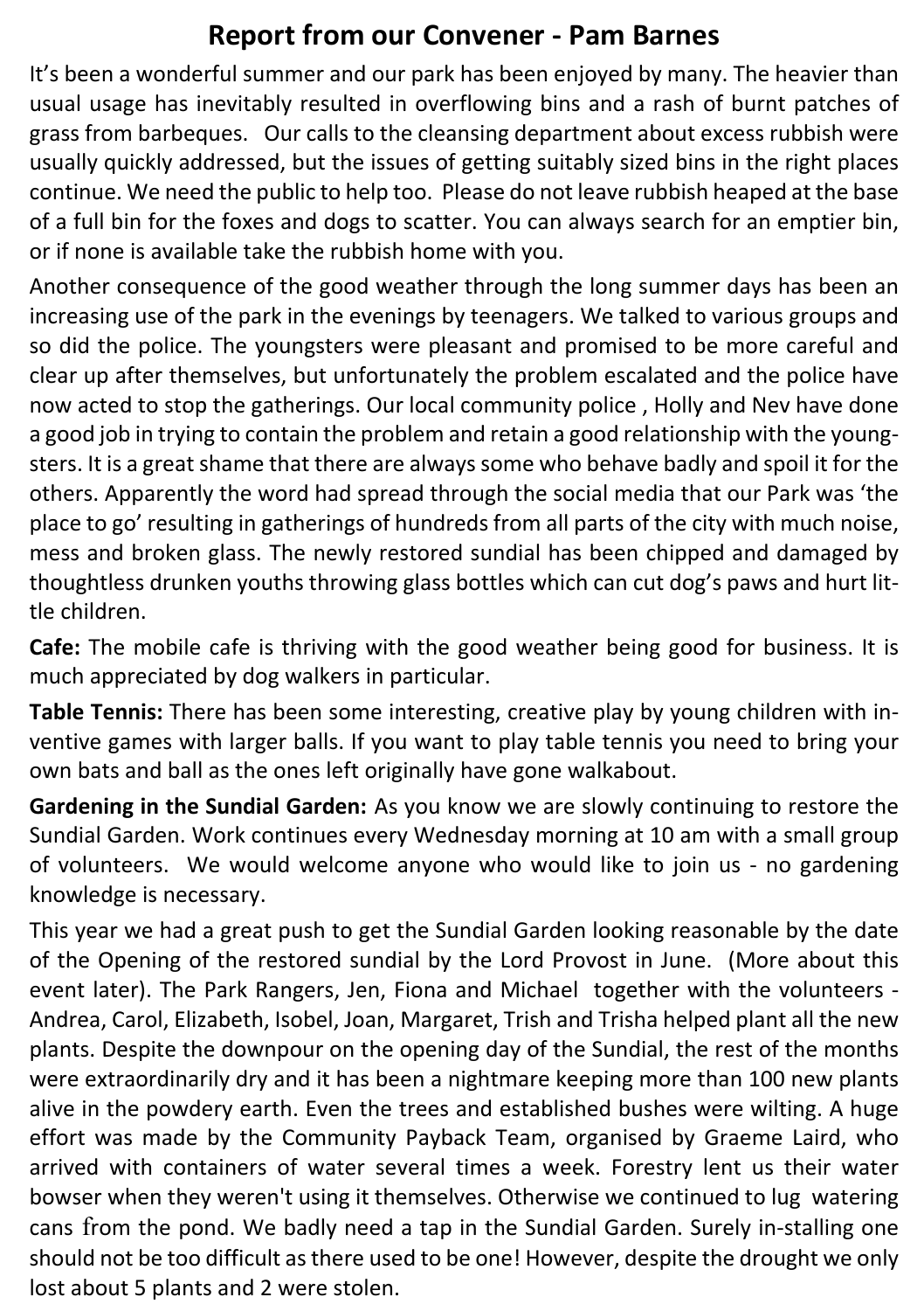## Report from our Convener - Pam Barnes

It's been a wonderful summer and our park has been enjoyed by many. The heavier than usual usage has inevitably resulted in overflowing bins and a rash of burnt patches of grass from barbeques. Our calls to the cleansing department about excess rubbish were usually quickly addressed, but the issues of getting suitably sized bins in the right places continue. We need the public to help too. Please do not leave rubbish heaped at the base of a full bin for the foxes and dogs to scatter. You can always search for an emptier bin, or if none is available take the rubbish home with you.

Another consequence of the good weather through the long summer days has been an increasing use of the park in the evenings by teenagers. We talked to various groups and so did the police. The youngsters were pleasant and promised to be more careful and clear up after themselves, but unfortunately the problem escalated and the police have now acted to stop the gatherings. Our local community police , Holly and Nev have done a good job in trying to contain the problem and retain a good relationship with the youngsters. It is a great shame that there are always some who behave badly and spoil it for the others. Apparently the word had spread through the social media that our Park was 'the place to go' resulting in gatherings of hundreds from all parts of the city with much noise, mess and broken glass. The newly restored sundial has been chipped and damaged by thoughtless drunken youths throwing glass bottles which can cut dog's paws and hurt little children.

**Cafe:** The mobile cafe is thriving with the good weather being good for business. It is much appreciated by dog walkers in particular.

**Table Tennis:** There has been some interesting, creative play by young children with inventive games with larger balls. If you want to play table tennis you need to bring your own bats and ball as the ones left originally have gone walkabout.

**Gardening in the Sundial Garden:** As you know we are slowly continuing to restore the Sundial Garden. Work continues every Wednesday morning at 10 am with a small group of volunteers. We would welcome anyone who would like to join us - no gardening knowledge is necessary.

This year we had a great push to get the Sundial Garden looking reasonable by the date of the Opening of the restored sundial by the Lord Provost in June. (More about this event later). The Park Rangers, Jen, Fiona and Michael together with the volunteers - Andrea, Carol, Elizabeth, Isobel, Joan, Margaret, Trish and Trisha helped plant all the new plants. Despite the downpour on the opening day of the Sundial, the rest of the months were extraordinarily dry and it has been a nightmare keeping more than 100 new plants alive in the powdery earth. Even the trees and established bushes were wilting. A huge effort was made by the Community Payback Team, organised by Graeme Laird, who arrived with containers of water several times a week. Forestry lent us their water bowser when they weren't using it themselves. Otherwise we continued to lug watering cans from the pond. We badly need a tap in the Sundial Garden. Surely in-stalling one should not be too difficult as there used to be one! However, despite the drought we only lost about 5 plants and 2 were stolen.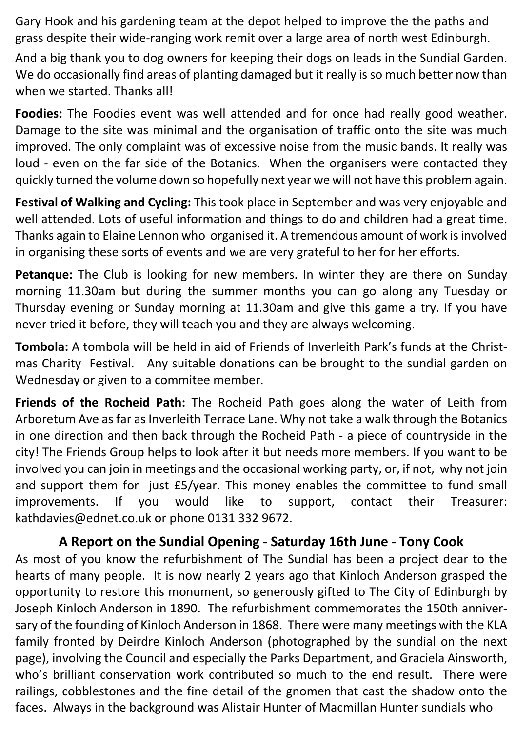Gary Hook and his gardening team at the depot helped to improve the the paths and grass despite their wide-ranging work remit over a large area of north west Edinburgh.

And a big thank you to dog owners for keeping their dogs on leads in the Sundial Garden. We do occasionally find areas of planting damaged but it really is so much better now than when we started. Thanks all!

**Foodies:** The Foodies event was well attended and for once had really good weather. Damage to the site was minimal and the organisation of traffic onto the site was much improved. The only complaint was of excessive noise from the music bands. It really was loud - even on the far side of the Botanics. When the organisers were contacted they quickly turned the volume down so hopefully next year we will not have this problem again.

**Festival of Walking and Cycling:** This took place in September and was very enjoyable and well attended. Lots of useful information and things to do and children had a great time. Thanks again to Elaine Lennon who organised it. A tremendous amount of work is involved in organising these sorts of events and we are very grateful to her for her efforts.

**Petanque:** The Club is looking for new members. In winter they are there on Sunday morning 11.30am but during the summer months you can go along any Tuesday or Thursday evening or Sunday morning at 11.30am and give this game a try. If you have never tried it before, they will teach you and they are always welcoming.

**Tombola:** A tombola will be held in aid of Friends of Inverleith Park's funds at the Christmas Charity Festival. Any suitable donations can be brought to the sundial garden on Wednesday or given to a commitee member.

**Friends of the Rocheid Path:** The Rocheid Path goes along the water of Leith from Arboretum Ave as far as Inverleith Terrace Lane. Why not take a walk through the Botanics in one direction and then back through the Rocheid Path - a piece of countryside in the city! The Friends Group helps to look after it but needs more members. If you want to be involved you can join in meetings and the occasional working party, or, if not, why not join and support them for just £5/year. This money enables the committee to fund small improvements. If you would like to support, contact their Treasurer: kathdavies@ednet.co.uk or phone 0131 332 9672.

## A Report on the Sundial Opening - Saturday 16th June - Tony Cook

As most of you know the refurbishment of The Sundial has been a project dear to the hearts of many people. It is now nearly 2 years ago that Kinloch Anderson grasped the opportunity to restore this monument, so generously gifted to The City of Edinburgh by Joseph Kinloch Anderson in 1890. The refurbishment commemorates the 150th anniversary of the founding of Kinloch Anderson in 1868. There were many meetings with the KLA family fronted by Deirdre Kinloch Anderson (photographed by the sundial on the next page), involving the Council and especially the Parks Department, and Graciela Ainsworth, who's brilliant conservation work contributed so much to the end result. There were railings, cobblestones and the fine detail of the gnomen that cast the shadow onto the faces. Always in the background was Alistair Hunter of Macmillan Hunter sundials who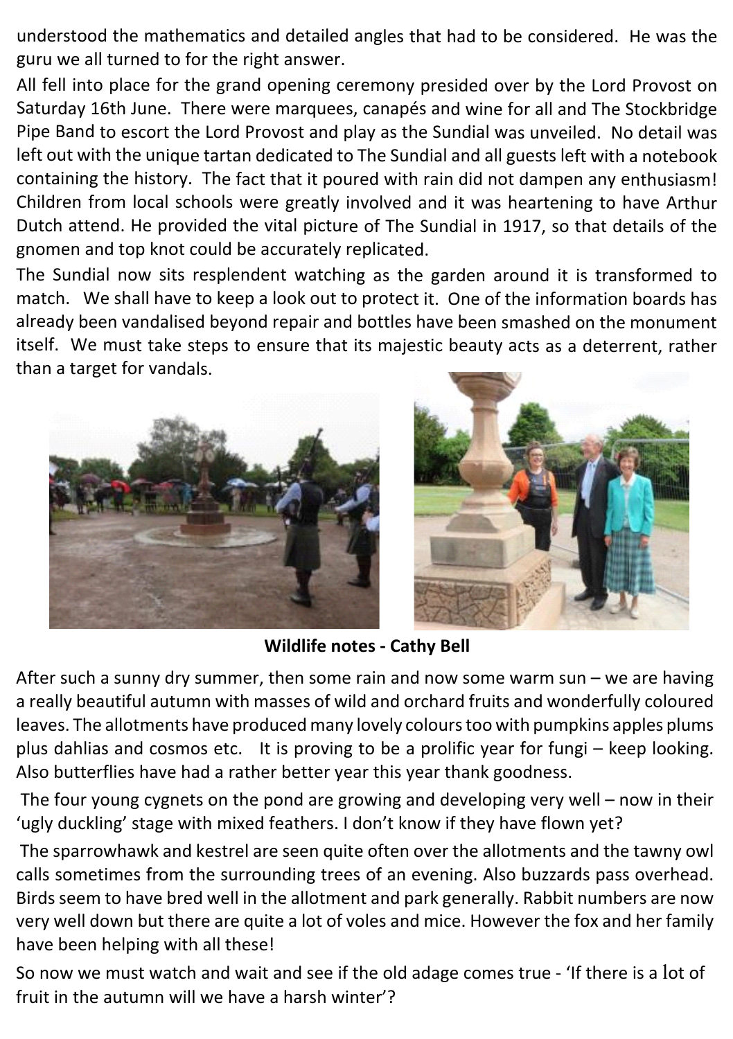understood the mathematics and detailed angles that had to be considered. He was the guru we all turned to for the right answer.

All fell into place for the grand opening ceremony presided over by the Lord Provost on Saturday 16th June. There were marquees, canapés and wine for all and The Stockbridge Pipe Band to escort the Lord Provost and play as the Sundial was unveiled. No detail was left out with the unique tartan dedicated to The Sundial and all guests left with a notebook containing the history. The fact that it poured with rain did not dampen any enthusiasm! Children from local schools were greatly involved and it was heartening to have Arthur Dutch attend. He provided the vital picture of The Sundial in 1917, so that details of the gnomen and top knot could be accurately replicated.

The Sundial now sits resplendent watching as the garden around it is transformed to match. We shall have to keep a look out to protect it. One of the information boards has already been vandalised beyond repair and bottles have been smashed on the monument itself. We must take steps to ensure that its majestic beauty acts as a deterrent, rather than a target for vandals.

**Wildlife notes - Cathy Bell**

After such a sunny dry summer, then some rain and now some warm sun – we are having a really beautiful autumn with masses of wild and orchard fruits and wonderfully coloured leaves. The allotments have produced many lovely colours too with pumpkins apples plums plus dahlias and cosmos etc. It is proving to be a prolific year for fungi – keep looking. Also butterflies have had a rather better year this year thank goodness.

The four young cygnets on the pond are growing and developing very well – now in their 'ugly duckling' stage with mixed feathers. I don't know if they have flown yet?

The sparrowhawk and kestrel are seen quite often over the allotments and the tawny owl calls sometimes from the surrounding trees of an evening. Also buzzards pass overhead. Birds seem to have bred well in the allotment and park generally. Rabbit numbers are now very well down but there are quite a lot of voles and mice. However the fox and her family have been helping with all these!

So now we must watch and wait and see if the old adage comes true - 'If there is a lot of fruit in the autumn will we have a harsh winter'?